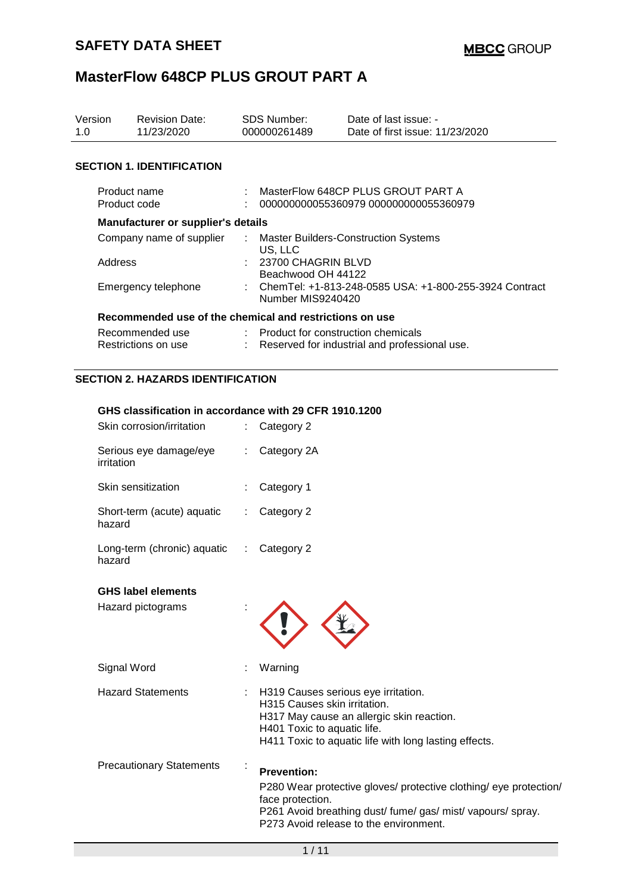# SAFETY DATA SHEET

**MBCC GROUP**

# MasterFlow 648CP PLUS GROUT PART A

| Version | Revision Date: | SDS Number: | Date of last issue: - |
|---|---|---|---|
| 1.0 | 11/23/2020 | 000000261489 | Date of first issue: 11/23/2020 |

## SECTION 1. IDENTIFICATION

| | | |
|---|---|---|
| Product name | : | MasterFlow 648CP PLUS GROUT PART A |
| Product code | : | 000000000055360979 000000000055360979 |

**Manufacturer or supplier's details**

| | | |
|---|---|---|
| Company name of supplier | : | Master Builders-Construction Systems US, LLC |
| Address | : | 23700 CHAGRIN BLVD Beachwood OH 44122 |
| Emergency telephone | : | ChemTel: +1-813-248-0585 USA: +1-800-255-3924 Contract Number MIS9240420 |

**Recommended use of the chemical and restrictions on use**

| | | |
|---|---|---|
| Recommended use | : | Product for construction chemicals |
| Restrictions on use | : | Reserved for industrial and professional use. |

## SECTION 2. HAZARDS IDENTIFICATION

**GHS classification in accordance with 29 CFR 1910.1200**

| | | |
|---|---|---|
| Skin corrosion/irritation | : | Category 2 |
| Serious eye damage/eye irritation | : | Category 2A |
| Skin sensitization | : | Category 1 |
| Short-term (acute) aquatic hazard | : | Category 2 |
| Long-term (chronic) aquatic hazard | : | Category 2 |

**GHS label elements**

Hazard pictograms :

Signal Word : Warning

Hazard Statements :
H319 Causes serious eye irritation.
H315 Causes skin irritation.
H317 May cause an allergic skin reaction.
H401 Toxic to aquatic life.
H411 Toxic to aquatic life with long lasting effects.

Precautionary Statements :

**Prevention:**

P280 Wear protective gloves/ protective clothing/ eye protection/ face protection.
P261 Avoid breathing dust/ fume/ gas/ mist/ vapours/ spray.
P273 Avoid release to the environment.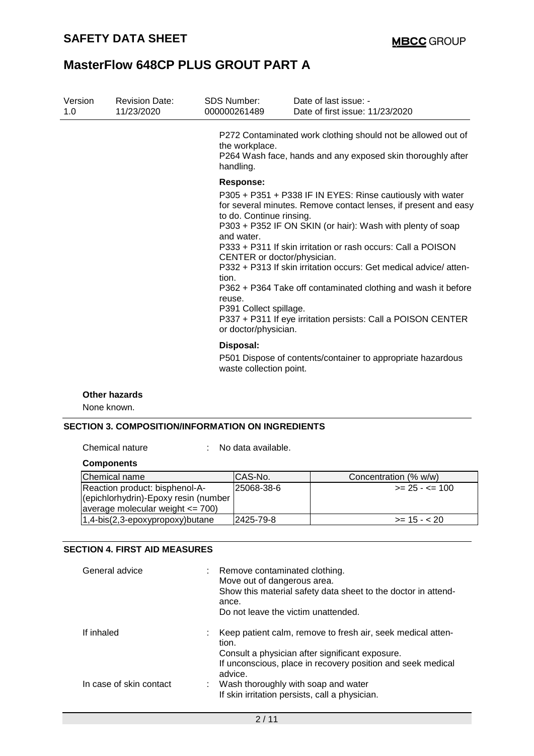P272 Contaminated work clothing should not be allowed out of the workplace.
P264 Wash face, hands and any exposed skin thoroughly after handling.

**Response:**

P305 + P351 + P338 IF IN EYES: Rinse cautiously with water for several minutes. Remove contact lenses, if present and easy to do. Continue rinsing.
P303 + P352 IF ON SKIN (or hair): Wash with plenty of soap and water.
P333 + P311 If skin irritation or rash occurs: Call a POISON CENTER or doctor/physician.
P332 + P313 If skin irritation occurs: Get medical advice/ attention.
P362 + P364 Take off contaminated clothing and wash it before reuse.
P391 Collect spillage.
P337 + P311 If eye irritation persists: Call a POISON CENTER or doctor/physician.

**Disposal:**

P501 Dispose of contents/container to appropriate hazardous waste collection point.

**Other hazards**

None known.

## SECTION 3. COMPOSITION/INFORMATION ON INGREDIENTS

Chemical nature : No data available.

**Components**

| Chemical name | CAS-No. | Concentration (% w/w) |
|---|---|---|
| Reaction product: bisphenol-A-(epichlorhydrin)-Epoxy resin (number average molecular weight <= 700) | 25068-38-6 | >= 25 - <= 100 |
| 1,4-bis(2,3-epoxypropoxy)butane | 2425-79-8 | >= 15 - < 20 |

## SECTION 4. FIRST AID MEASURES

General advice : Remove contaminated clothing.
Move out of dangerous area.
Show this material safety data sheet to the doctor in attendance.
Do not leave the victim unattended.

If inhaled : Keep patient calm, remove to fresh air, seek medical attention.
Consult a physician after significant exposure.
If unconscious, place in recovery position and seek medical advice.

In case of skin contact : Wash thoroughly with soap and water
If skin irritation persists, call a physician.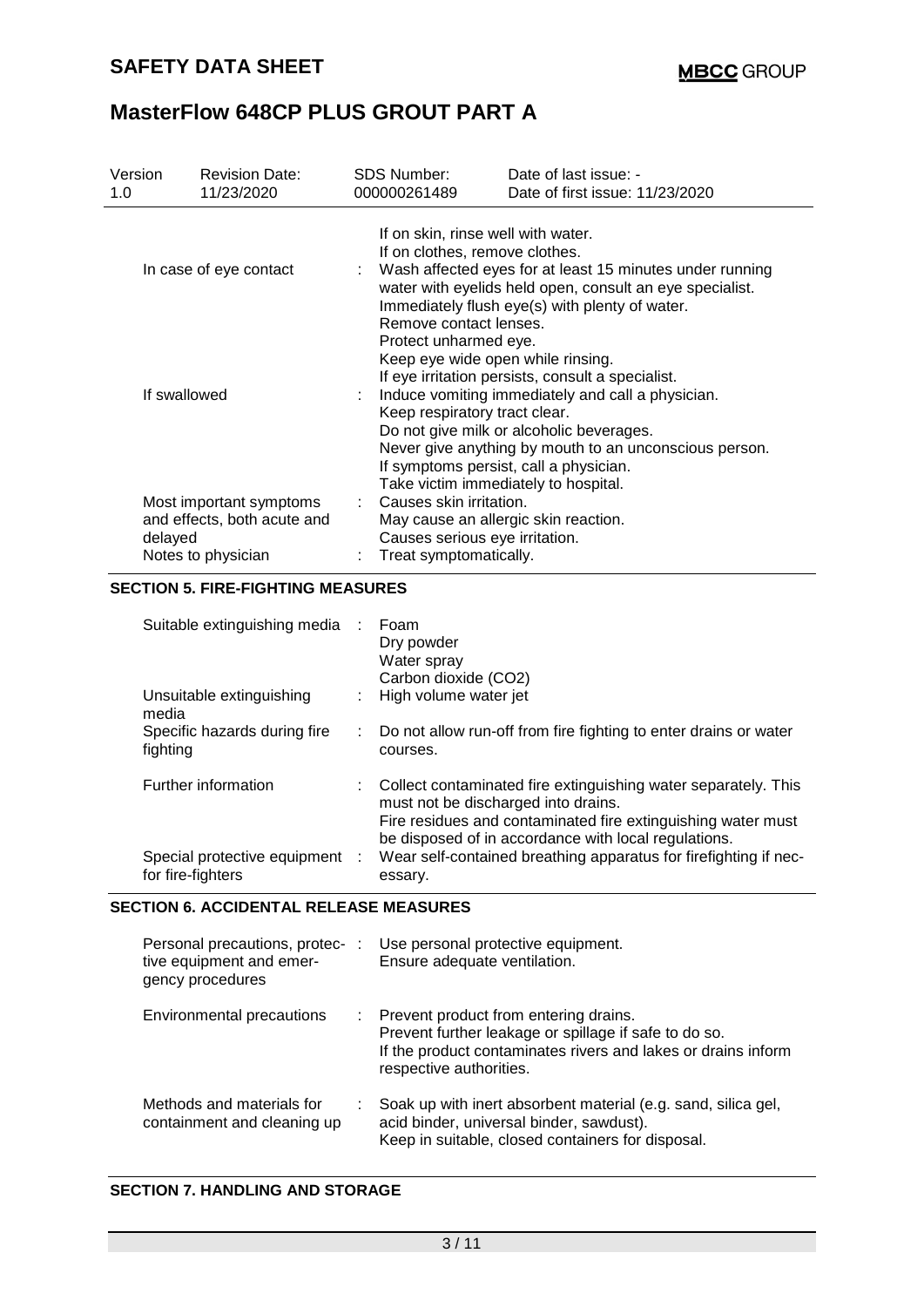| Version | Revision Date: | SDS Number: | Date of last issue: - |
| --- | --- | --- | --- |
| 1.0 | 11/23/2020 | 000000261489 | Date of first issue: 11/23/2020 |

| | | |
| --- | --- | --- |
| | | If on skin, rinse well with water.<br>If on clothes, remove clothes. |
| In case of eye contact | : | Wash affected eyes for at least 15 minutes under running water with eyelids held open, consult an eye specialist.<br>Immediately flush eye(s) with plenty of water.<br>Remove contact lenses.<br>Protect unharmed eye.<br>Keep eye wide open while rinsing.<br>If eye irritation persists, consult a specialist. |
| If swallowed | : | Induce vomiting immediately and call a physician.<br>Keep respiratory tract clear.<br>Do not give milk or alcoholic beverages.<br>Never give anything by mouth to an unconscious person.<br>If symptoms persist, call a physician.<br>Take victim immediately to hospital. |
| Most important symptoms and effects, both acute and delayed | : | Causes skin irritation.<br>May cause an allergic skin reaction.<br>Causes serious eye irritation. |
| Notes to physician | : | Treat symptomatically. |

## SECTION 5. FIRE-FIGHTING MEASURES

| | | |
| --- | --- | --- |
| Suitable extinguishing media | : | Foam<br>Dry powder<br>Water spray<br>Carbon dioxide ($CO_2$) |
| Unsuitable extinguishing media | : | High volume water jet |
| Specific hazards during fire fighting | : | Do not allow run-off from fire fighting to enter drains or water courses. |
| Further information | : | Collect contaminated fire extinguishing water separately. This must not be discharged into drains.<br>Fire residues and contaminated fire extinguishing water must be disposed of in accordance with local regulations. |
| Special protective equipment for fire-fighters | : | Wear self-contained breathing apparatus for firefighting if necessary. |

## SECTION 6. ACCIDENTAL RELEASE MEASURES

| | | |
| --- | --- | --- |
| Personal precautions, protective equipment and emergency procedures | : | Use personal protective equipment.<br>Ensure adequate ventilation. |
| Environmental precautions | : | Prevent product from entering drains.<br>Prevent further leakage or spillage if safe to do so.<br>If the product contaminates rivers and lakes or drains inform respective authorities. |
| Methods and materials for containment and cleaning up | : | Soak up with inert absorbent material (e.g. sand, silica gel, acid binder, universal binder, sawdust).<br>Keep in suitable, closed containers for disposal. |

## SECTION 7. HANDLING AND STORAGE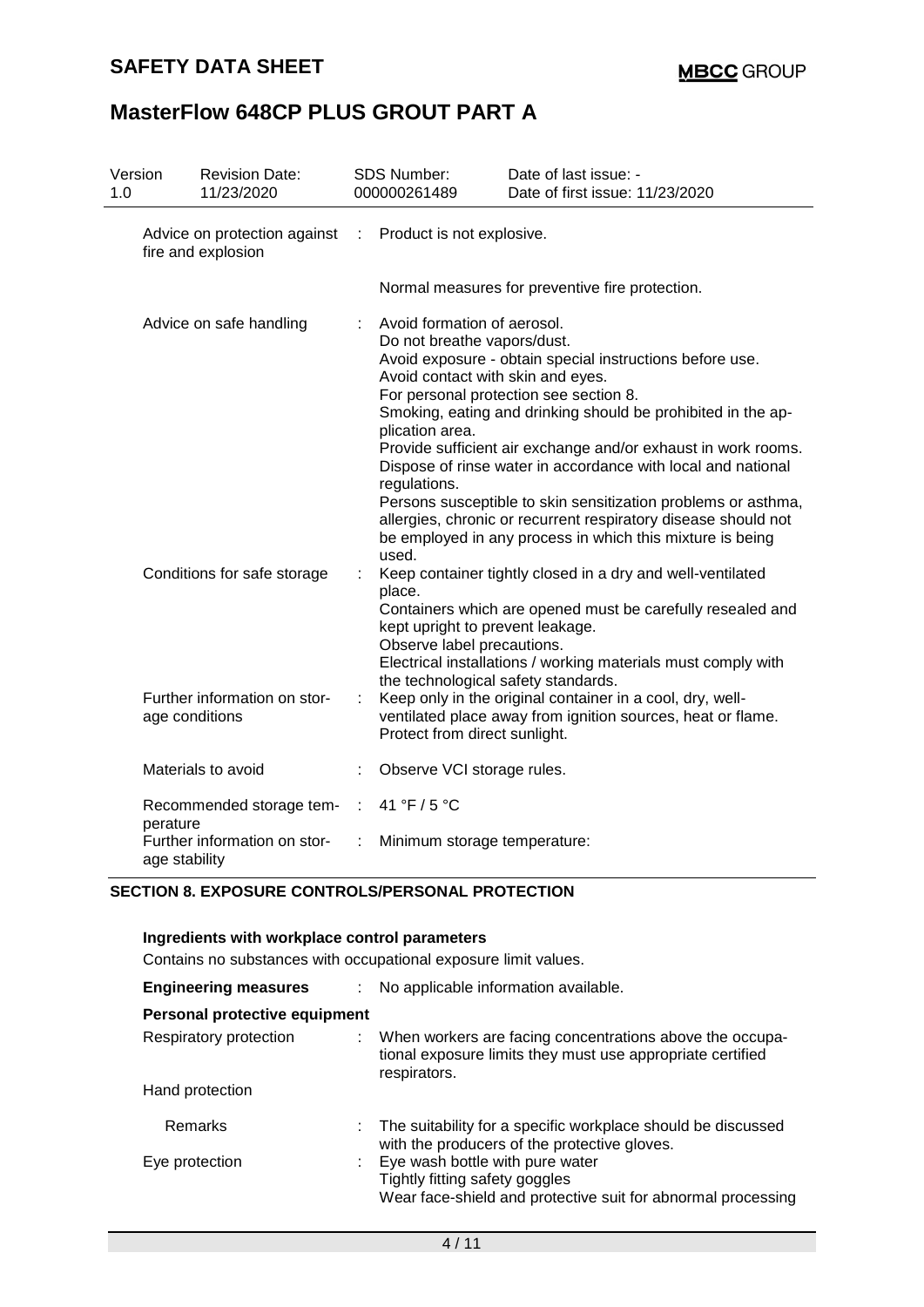| Version 1.0 | Revision Date: 11/23/2020 | SDS Number: 000000261489 | Date of last issue: - Date of first issue: 11/23/2020 |
|---|---|---|---|

| | | |
|---|---|---|
| Advice on protection against fire and explosion | : | Product is not explosive. |
| | | Normal measures for preventive fire protection. |
| Advice on safe handling | : | Avoid formation of aerosol. Do not breathe vapors/dust. Avoid exposure - obtain special instructions before use. Avoid contact with skin and eyes. For personal protection see section 8. Smoking, eating and drinking should be prohibited in the application area. Provide sufficient air exchange and/or exhaust in work rooms. Dispose of rinse water in accordance with local and national regulations. Persons susceptible to skin sensitization problems or asthma, allergies, chronic or recurrent respiratory disease should not be employed in any process in which this mixture is being used. |
| Conditions for safe storage | : | Keep container tightly closed in a dry and well-ventilated place. Containers which are opened must be carefully resealed and kept upright to prevent leakage. Observe label precautions. Electrical installations / working materials must comply with the technological safety standards. |
| Further information on storage conditions | : | Keep only in the original container in a cool, dry, well-ventilated place away from ignition sources, heat or flame. Protect from direct sunlight. |
| Materials to avoid | : | Observe VCI storage rules. |
| Recommended storage temperature | : | 41 °F / 5 °C |
| Further information on storage stability | : | Minimum storage temperature: |

## SECTION 8. EXPOSURE CONTROLS/PERSONAL PROTECTION

**Ingredients with workplace control parameters**

Contains no substances with occupational exposure limit values.

| | | |
|---|---|---|
| **Engineering measures** | : | No applicable information available. |
| **Personal protective equipment** | | |
| Respiratory protection | : | When workers are facing concentrations above the occupational exposure limits they must use appropriate certified respirators. |
| Hand protection | | |
| Remarks | : | The suitability for a specific workplace should be discussed with the producers of the protective gloves. |
| Eye protection | : | Eye wash bottle with pure water<br>Tightly fitting safety goggles<br>Wear face-shield and protective suit for abnormal processing |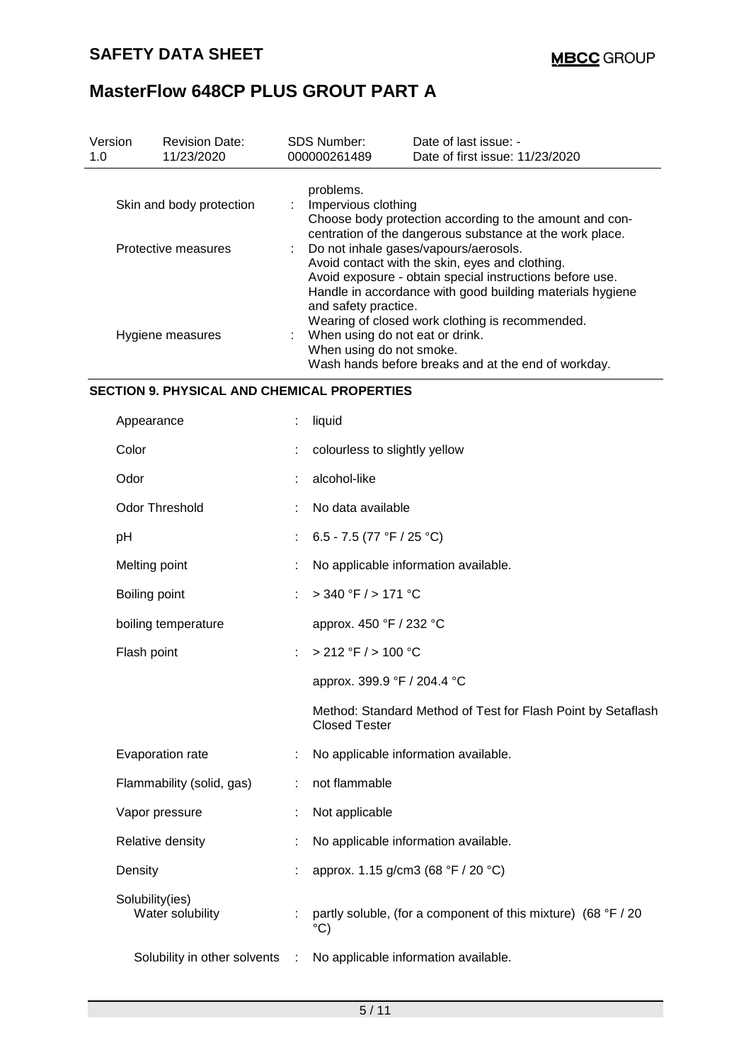| | | |
|---|---|---|
| | | problems. |
| Skin and body protection | : | Impervious clothing<br>Choose body protection according to the amount and concentration of the dangerous substance at the work place. |
| Protective measures | : | Do not inhale gases/vapours/aerosols.<br>Avoid contact with the skin, eyes and clothing.<br>Avoid exposure - obtain special instructions before use.<br>Handle in accordance with good building materials hygiene and safety practice.<br>Wearing of closed work clothing is recommended. |
| Hygiene measures | : | When using do not eat or drink.<br>When using do not smoke.<br>Wash hands before breaks and at the end of workday. |

## SECTION 9. PHYSICAL AND CHEMICAL PROPERTIES

| | | |
|---|---|---|
| Appearance | : | liquid |
| Color | : | colourless to slightly yellow |
| Odor | : | alcohol-like |
| Odor Threshold | : | No data available |
| pH | : | 6.5 - 7.5 (77 °F / 25 °C) |
| Melting point | : | No applicable information available. |
| Boiling point | : | > 340 °F / > 171 °C |
| boiling temperature | | approx. 450 °F / 232 °C |
| Flash point | : | > 212 °F / > 100 °C |
| | | approx. 399.9 °F / 204.4 °C |
| | | Method: Standard Method of Test for Flash Point by Setaflash Closed Tester |
| Evaporation rate | : | No applicable information available. |
| Flammability (solid, gas) | : | not flammable |
| Vapor pressure | : | Not applicable |
| Relative density | : | No applicable information available. |
| Density | : | approx. 1.15 g/cm3 (68 °F / 20 °C) |
| Solubility(ies)<br>Water solubility | : | partly soluble, (for a component of this mixture) (68 °F / 20 °C) |
| Solubility in other solvents | : | No applicable information available. |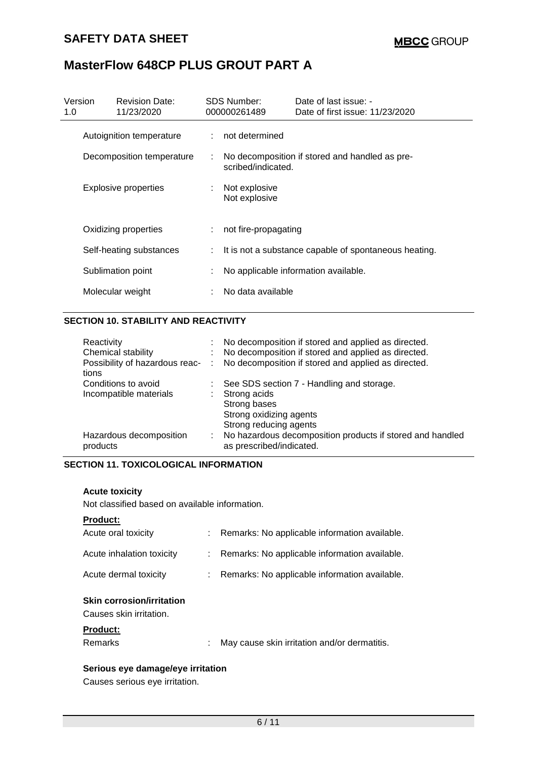| | | |
|---|---|---|
| Autoignition temperature | : | not determined |
| Decomposition temperature | : | No decomposition if stored and handled as prescribed/indicated. |
| Explosive properties | : | Not explosive<br>Not explosive |
| Oxidizing properties | : | not fire-propagating |
| Self-heating substances | : | It is not a substance capable of spontaneous heating. |
| Sublimation point | : | No applicable information available. |
| Molecular weight | : | No data available |

## SECTION 10. STABILITY AND REACTIVITY

| | | |
|---|---|---|
| Reactivity | : | No decomposition if stored and applied as directed. |
| Chemical stability | : | No decomposition if stored and applied as directed. |
| Possibility of hazardous reactions | : | No decomposition if stored and applied as directed. |
| Conditions to avoid | : | See SDS section 7 - Handling and storage. |
| Incompatible materials | : | Strong acids<br>Strong bases<br>Strong oxidizing agents<br>Strong reducing agents |
| Hazardous decomposition products | : | No hazardous decomposition products if stored and handled as prescribed/indicated. |

## SECTION 11. TOXICOLOGICAL INFORMATION

### Acute toxicity

Not classified based on available information.

**Product:**

| | | |
|---|---|---|
| Acute oral toxicity | : | Remarks: No applicable information available. |
| Acute inhalation toxicity | : | Remarks: No applicable information available. |
| Acute dermal toxicity | : | Remarks: No applicable information available. |

### Skin corrosion/irritation

Causes skin irritation.

**Product:**

| | | |
|---|---|---|
| Remarks | : | May cause skin irritation and/or dermatitis. |

### Serious eye damage/eye irritation

Causes serious eye irritation.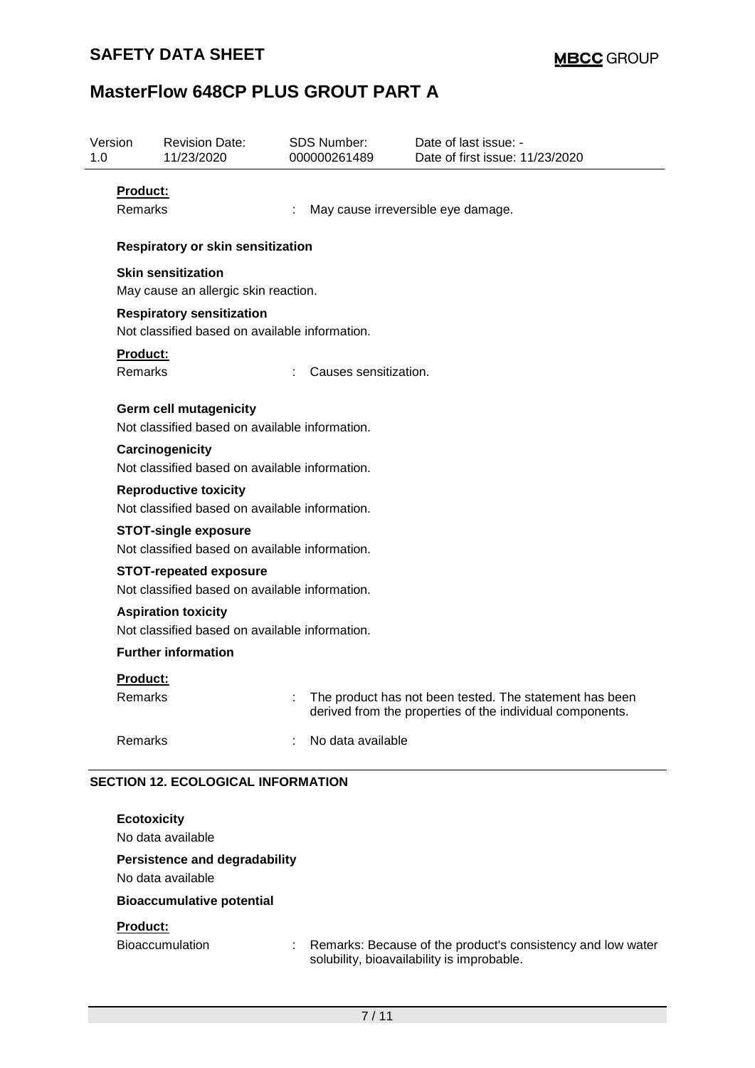| Version | Revision Date: | SDS Number: | Date of last issue: - |
| --- | --- | --- | --- |
| 1.0 | 11/23/2020 | 000000261489 | Date of first issue: 11/23/2020 |

**Product:**

Remarks : May cause irreversible eye damage.

**Respiratory or skin sensitization**

**Skin sensitization**

May cause an allergic skin reaction.

**Respiratory sensitization**

Not classified based on available information.

**Product:**

Remarks : Causes sensitization.

**Germ cell mutagenicity**

Not classified based on available information.

**Carcinogenicity**

Not classified based on available information.

**Reproductive toxicity**

Not classified based on available information.

**STOT-single exposure**

Not classified based on available information.

**STOT-repeated exposure**

Not classified based on available information.

**Aspiration toxicity**

Not classified based on available information.

**Further information**

**Product:**

Remarks : The product has not been tested. The statement has been derived from the properties of the individual components.

Remarks : No data available

## SECTION 12. ECOLOGICAL INFORMATION

**Ecotoxicity**

No data available

**Persistence and degradability**

No data available

**Bioaccumulative potential**

**Product:**

Bioaccumulation : Remarks: Because of the product's consistency and low water solubility, bioavailability is improbable.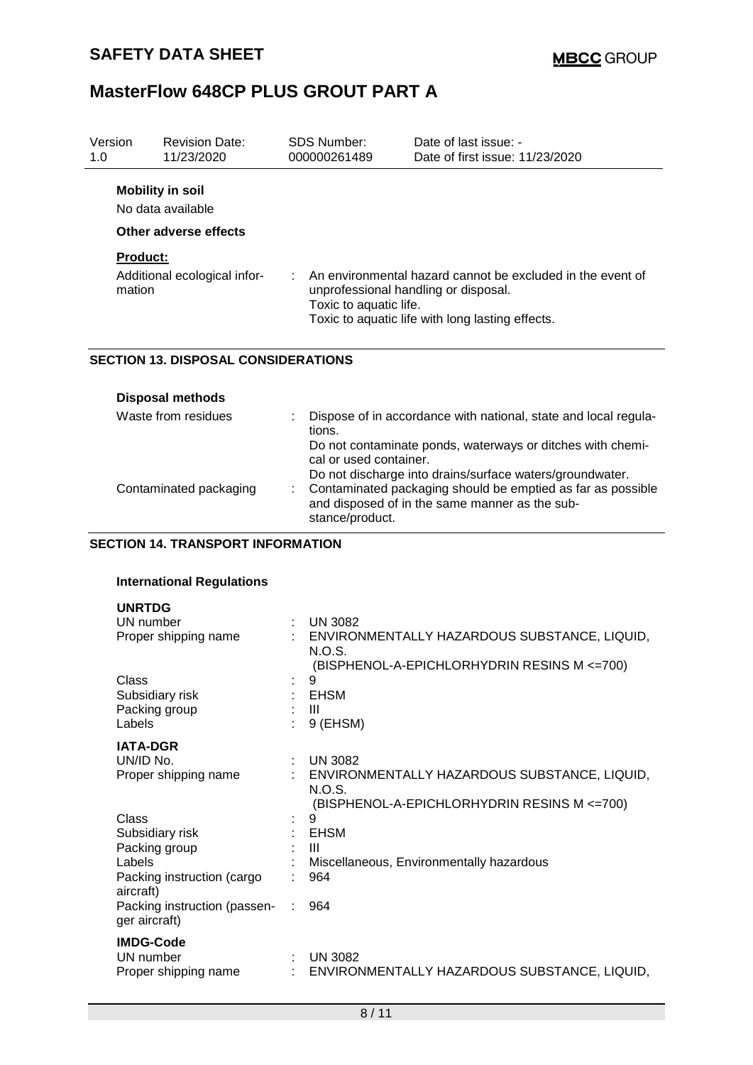| Version | Revision Date: | SDS Number: | Date of last issue: - |
| --- | --- | --- | --- |
| 1.0 | 11/23/2020 | 000000261489 | Date of first issue: 11/23/2020 |

**Mobility in soil**

No data available

**Other adverse effects**

**Product:**

| | |
| --- | --- |
| Additional ecological information | : An environmental hazard cannot be excluded in the event of unprofessional handling or disposal. Toxic to aquatic life. Toxic to aquatic life with long lasting effects. |

## SECTION 13. DISPOSAL CONSIDERATIONS

**Disposal methods**

| | |
| --- | --- |
| Waste from residues | : Dispose of in accordance with national, state and local regulations. Do not contaminate ponds, waterways or ditches with chemical or used container. Do not discharge into drains/surface waters/groundwater. |
| Contaminated packaging | : Contaminated packaging should be emptied as far as possible and disposed of in the same manner as the substance/product. |

## SECTION 14. TRANSPORT INFORMATION

**International Regulations**

**UNRTDG**

| | |
| --- | --- |
| UN number | : UN 3082 |
| Proper shipping name | : ENVIRONMENTALLY HAZARDOUS SUBSTANCE, LIQUID, N.O.S. (BISPHENOL-A-EPICHLORHYDRIN RESINS M <=700) |
| Class | : 9 |
| Subsidiary risk | : EHSM |
| Packing group | : III |
| Labels | : 9 (EHSM) |

**IATA-DGR**

| | |
| --- | --- |
| UN/ID No. | : UN 3082 |
| Proper shipping name | : ENVIRONMENTALLY HAZARDOUS SUBSTANCE, LIQUID, N.O.S. (BISPHENOL-A-EPICHLORHYDRIN RESINS M <=700) |
| Class | : 9 |
| Subsidiary risk | : EHSM |
| Packing group | : III |
| Labels | : Miscellaneous, Environmentally hazardous |
| Packing instruction (cargo aircraft) | : 964 |
| Packing instruction (passenger aircraft) | : 964 |

**IMDG-Code**

| | |
| --- | --- |
| UN number | : UN 3082 |
| Proper shipping name | : ENVIRONMENTALLY HAZARDOUS SUBSTANCE, LIQUID, |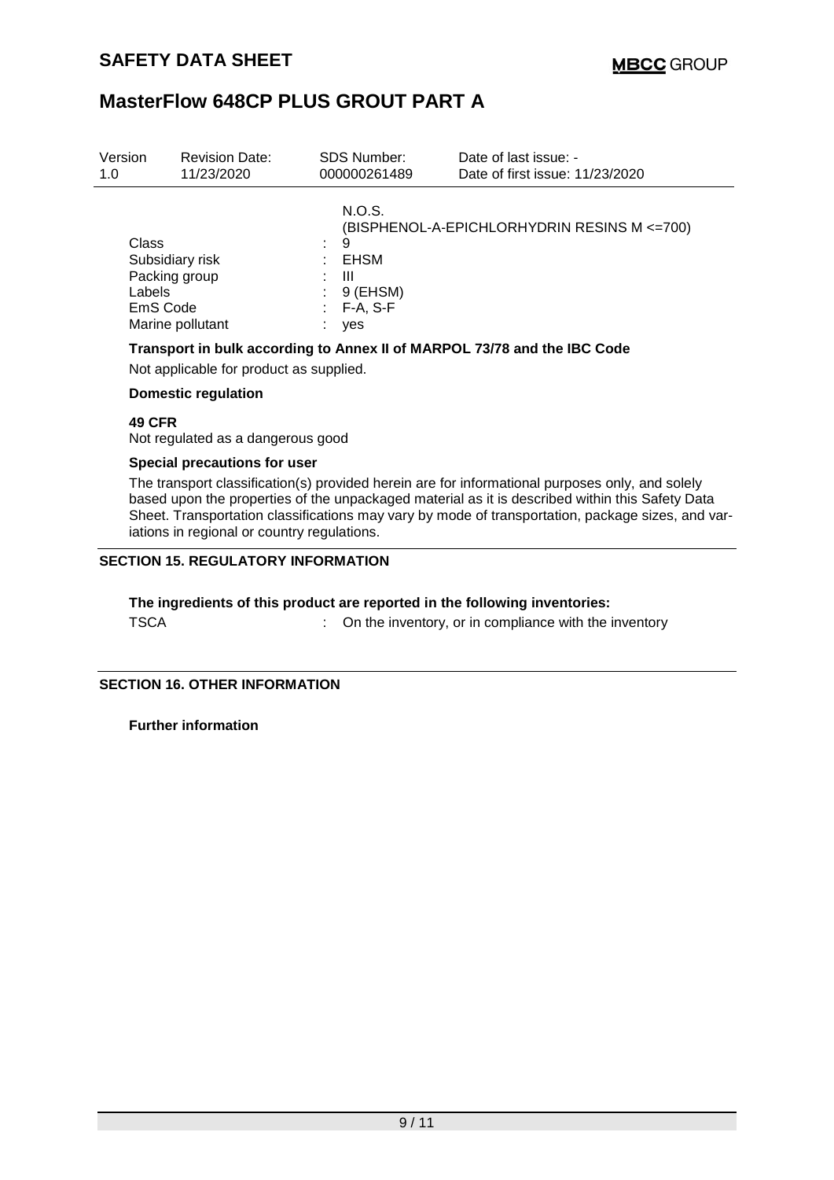N.O.S.
(BISPHENOL-A-EPICHLORHYDRIN RESINS M <=700)

| | | |
|---|---|---|
| Class | : | 9 |
| Subsidiary risk | : | EHSM |
| Packing group | : | III |
| Labels | : | 9 (EHSM) |
| EmS Code | : | F-A, S-F |
| Marine pollutant | : | yes |

**Transport in bulk according to Annex II of MARPOL 73/78 and the IBC Code**

Not applicable for product as supplied.

**Domestic regulation**

**49 CFR**

Not regulated as a dangerous good

**Special precautions for user**

The transport classification(s) provided herein are for informational purposes only, and solely based upon the properties of the unpackaged material as it is described within this Safety Data Sheet. Transportation classifications may vary by mode of transportation, package sizes, and variations in regional or country regulations.

## SECTION 15. REGULATORY INFORMATION

**The ingredients of this product are reported in the following inventories:**

TSCA : On the inventory, or in compliance with the inventory

## SECTION 16. OTHER INFORMATION

**Further information**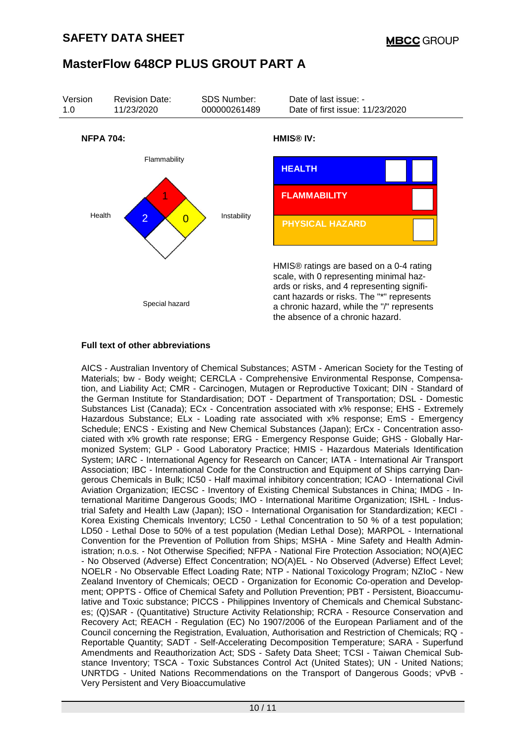# SAFETY DATA SHEET

**MBCC GROUP**

## MasterFlow 648CP PLUS GROUT PART A

| Version | Revision Date: | SDS Number: | Date of last issue: - |
| --- | --- | --- | --- |
| 1.0 | 11/23/2020 | 000000261489 | Date of first issue: 11/23/2020 |

**NFPA 704:**

Flammability: 1
Health: 2
Instability: 0
Special hazard

**HMIS® IV:**

| HEALTH | |
| --- | --- |
| FLAMMABILITY | |
| PHYSICAL HAZARD | |

HMIS® ratings are based on a 0-4 rating scale, with 0 representing minimal hazards or risks, and 4 representing significant hazards or risks. The "*" represents a chronic hazard, while the "/" represents the absence of a chronic hazard.

**Full text of other abbreviations**

AICS - Australian Inventory of Chemical Substances; ASTM - American Society for the Testing of Materials; bw - Body weight; CERCLA - Comprehensive Environmental Response, Compensation, and Liability Act; CMR - Carcinogen, Mutagen or Reproductive Toxicant; DIN - Standard of the German Institute for Standardisation; DOT - Department of Transportation; DSL - Domestic Substances List (Canada); ECx - Concentration associated with x% response; EHS - Extremely Hazardous Substance; ELx - Loading rate associated with x% response; EmS - Emergency Schedule; ENCS - Existing and New Chemical Substances (Japan); ErCx - Concentration associated with x% growth rate response; ERG - Emergency Response Guide; GHS - Globally Harmonized System; GLP - Good Laboratory Practice; HMIS - Hazardous Materials Identification System; IARC - International Agency for Research on Cancer; IATA - International Air Transport Association; IBC - International Code for the Construction and Equipment of Ships carrying Dangerous Chemicals in Bulk; IC50 - Half maximal inhibitory concentration; ICAO - International Civil Aviation Organization; IECSC - Inventory of Existing Chemical Substances in China; IMDG - International Maritime Dangerous Goods; IMO - International Maritime Organization; ISHL - Industrial Safety and Health Law (Japan); ISO - International Organisation for Standardization; KECI - Korea Existing Chemicals Inventory; LC50 - Lethal Concentration to 50 % of a test population; LD50 - Lethal Dose to 50% of a test population (Median Lethal Dose); MARPOL - International Convention for the Prevention of Pollution from Ships; MSHA - Mine Safety and Health Administration; n.o.s. - Not Otherwise Specified; NFPA - National Fire Protection Association; NO(A)EC - No Observed (Adverse) Effect Concentration; NO(A)EL - No Observed (Adverse) Effect Level; NOELR - No Observable Effect Loading Rate; NTP - National Toxicology Program; NZIoC - New Zealand Inventory of Chemicals; OECD - Organization for Economic Co-operation and Development; OPPTS - Office of Chemical Safety and Pollution Prevention; PBT - Persistent, Bioaccumulative and Toxic substance; PICCS - Philippines Inventory of Chemicals and Chemical Substances; (Q)SAR - (Quantitative) Structure Activity Relationship; RCRA - Resource Conservation and Recovery Act; REACH - Regulation (EC) No 1907/2006 of the European Parliament and of the Council concerning the Registration, Evaluation, Authorisation and Restriction of Chemicals; RQ - Reportable Quantity; SADT - Self-Accelerating Decomposition Temperature; SARA - Superfund Amendments and Reauthorization Act; SDS - Safety Data Sheet; TCSI - Taiwan Chemical Substance Inventory; TSCA - Toxic Substances Control Act (United States); UN - United Nations; UNRTDG - United Nations Recommendations on the Transport of Dangerous Goods; vPvB - Very Persistent and Very Bioaccumulative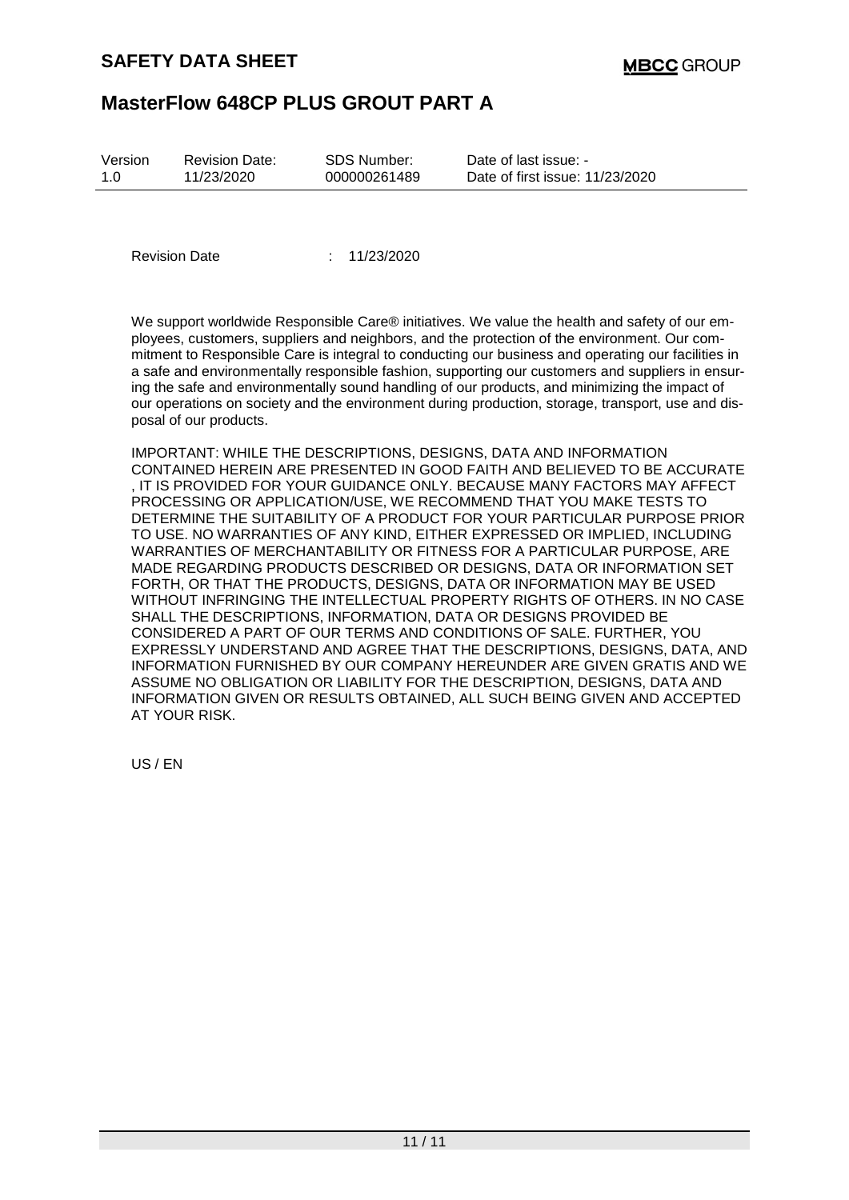Revision Date : 11/23/2020

We support worldwide Responsible Care® initiatives. We value the health and safety of our employees, customers, suppliers and neighbors, and the protection of the environment. Our commitment to Responsible Care is integral to conducting our business and operating our facilities in a safe and environmentally responsible fashion, supporting our customers and suppliers in ensuring the safe and environmentally sound handling of our products, and minimizing the impact of our operations on society and the environment during production, storage, transport, use and disposal of our products.

IMPORTANT: WHILE THE DESCRIPTIONS, DESIGNS, DATA AND INFORMATION CONTAINED HEREIN ARE PRESENTED IN GOOD FAITH AND BELIEVED TO BE ACCURATE , IT IS PROVIDED FOR YOUR GUIDANCE ONLY. BECAUSE MANY FACTORS MAY AFFECT PROCESSING OR APPLICATION/USE, WE RECOMMEND THAT YOU MAKE TESTS TO DETERMINE THE SUITABILITY OF A PRODUCT FOR YOUR PARTICULAR PURPOSE PRIOR TO USE. NO WARRANTIES OF ANY KIND, EITHER EXPRESSED OR IMPLIED, INCLUDING WARRANTIES OF MERCHANTABILITY OR FITNESS FOR A PARTICULAR PURPOSE, ARE MADE REGARDING PRODUCTS DESCRIBED OR DESIGNS, DATA OR INFORMATION SET FORTH, OR THAT THE PRODUCTS, DESIGNS, DATA OR INFORMATION MAY BE USED WITHOUT INFRINGING THE INTELLECTUAL PROPERTY RIGHTS OF OTHERS. IN NO CASE SHALL THE DESCRIPTIONS, INFORMATION, DATA OR DESIGNS PROVIDED BE CONSIDERED A PART OF OUR TERMS AND CONDITIONS OF SALE. FURTHER, YOU EXPRESSLY UNDERSTAND AND AGREE THAT THE DESCRIPTIONS, DESIGNS, DATA, AND INFORMATION FURNISHED BY OUR COMPANY HEREUNDER ARE GIVEN GRATIS AND WE ASSUME NO OBLIGATION OR LIABILITY FOR THE DESCRIPTION, DESIGNS, DATA AND INFORMATION GIVEN OR RESULTS OBTAINED, ALL SUCH BEING GIVEN AND ACCEPTED AT YOUR RISK.

US / EN